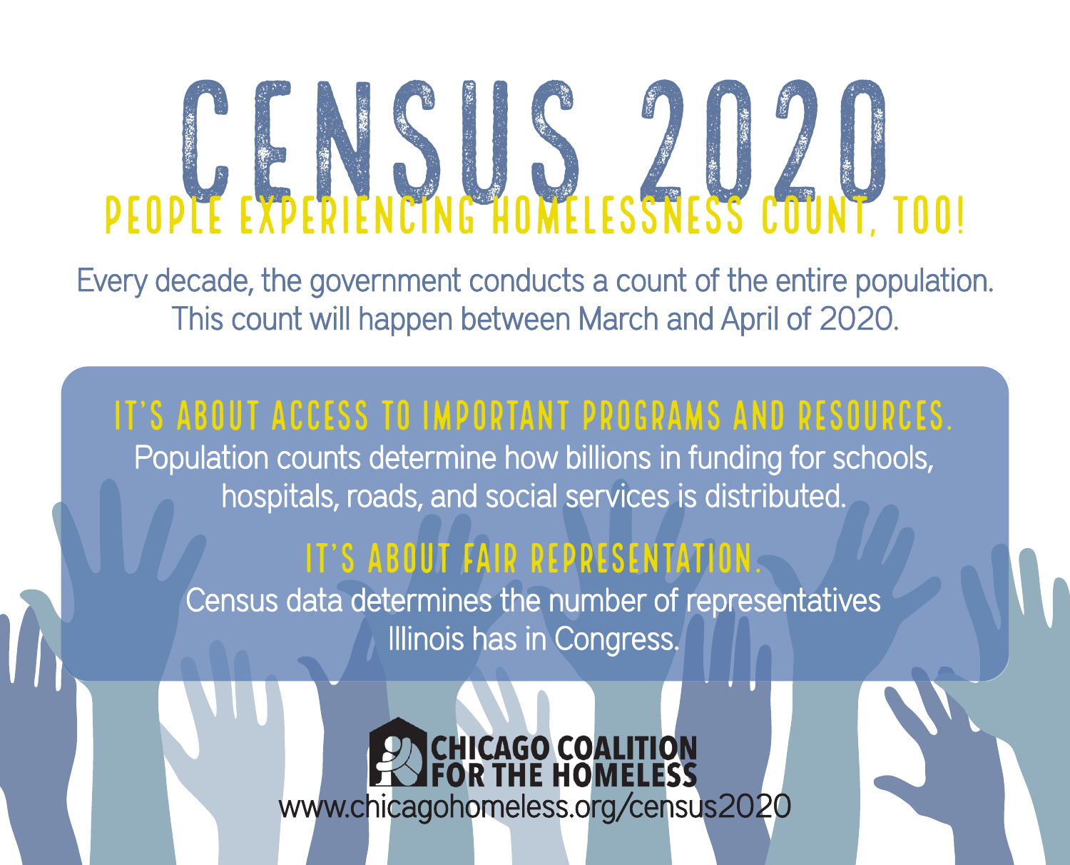# CENSUS 2020

## PEOPLE EXPERIENCING HOMELESSNESS COUNT, TOO!

Every decade, the government conducts a count of the entire population. This count will happen between March and April of 2020.

### IT'S ABOUT ACCESS TO IMPORTANT PROGRAMS AND RESOURCES.

Population counts determine how billions in funding for schools, hospitals, roads, and social services is distributed.

### IT'S ABOUT FAIR REPRESENTATION.

Census data determines the number of representatives Illinois has in Congress.

**CHICAGO COALITION FOR THE HOMELESS**

www.chicagohomeless.org/census2020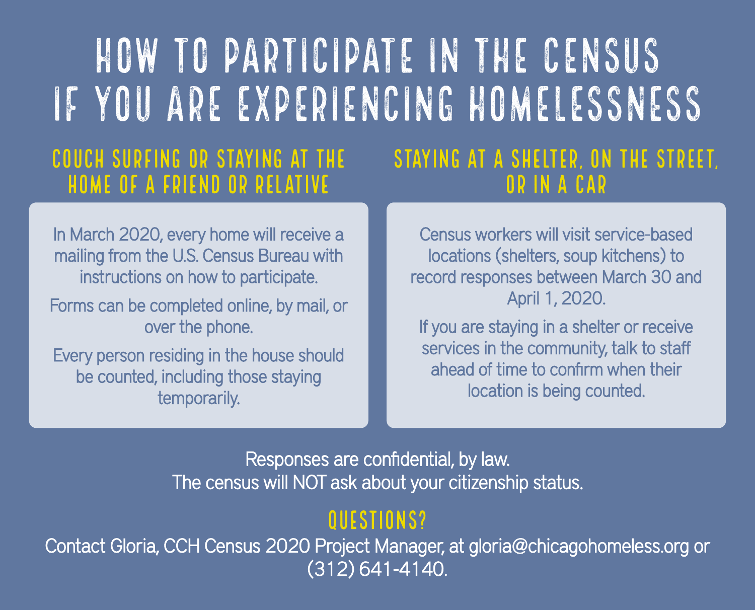# HOW TO PARTICIPATE IN THE CENSUS IF YOU ARE EXPERIENCING HOMELESSNESS

## COUCH SURFING OR STAYING AT THE HOME OF A FRIEND OR RELATIVE

In March 2020, every home will receive a mailing from the U.S. Census Bureau with instructions on how to participate.

Forms can be completed online, by mail, or over the phone.

Every person residing in the house should be counted, including those staying temporarily.

## STAYING AT A SHELTER, ON THE STREET, OR IN A CAR

Census workers will visit service-based locations (shelters, soup kitchens) to record responses between March 30 and April 1, 2020.

If you are staying in a shelter or receive services in the community, talk to staff ahead of time to confirm when their location is being counted.

Responses are confidential, by law.
The census will NOT ask about your citizenship status.

## QUESTIONS?

Contact Gloria, CCH Census 2020 Project Manager, at gloria@chicagohomeless.org or (312) 641-4140.